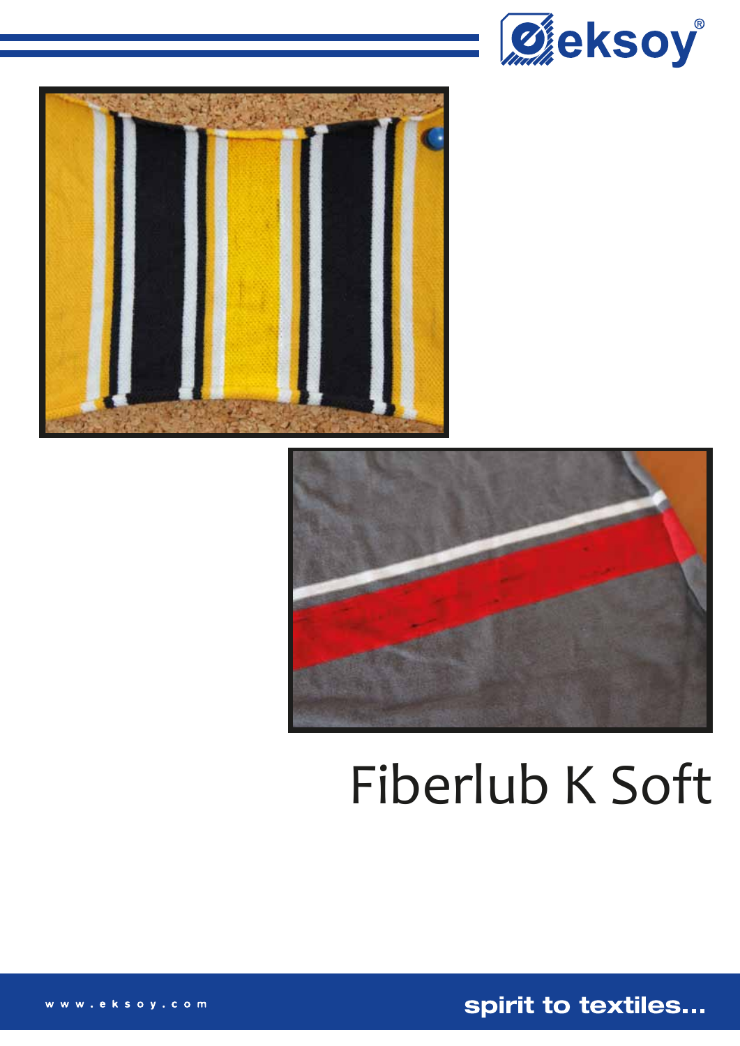# Fiberlub K Soft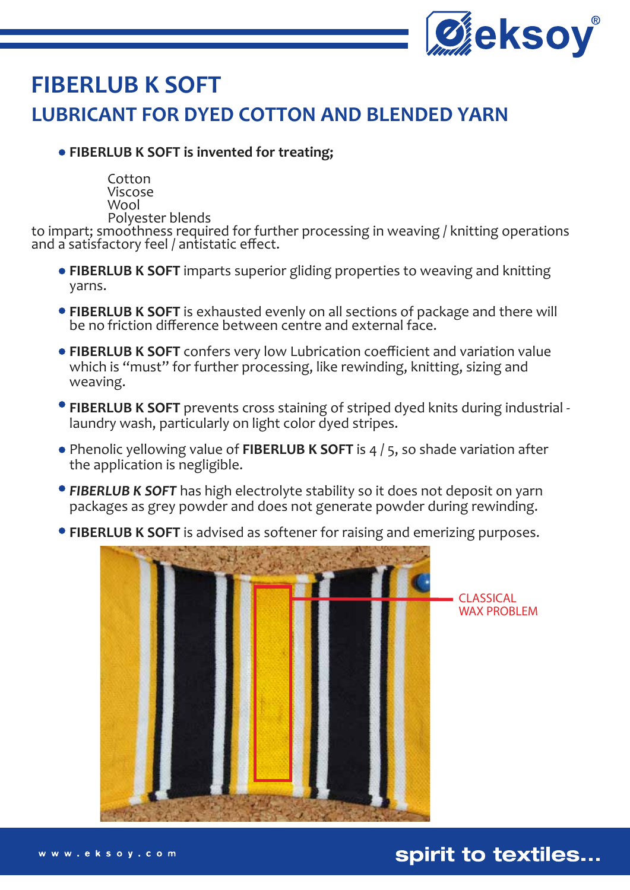# FIBERLUB K SOFT

## LUBRICANT FOR DYED COTTON AND BLENDED YARN

- **FIBERLUB K SOFT is invented for treating;**

  Cotton
  Viscose
  Wool
  Polyester blends

to impart; smoothness required for further processing in weaving / knitting operations and a satisfactory feel / antistatic effect.

- **FIBERLUB K SOFT** imparts superior gliding properties to weaving and knitting yarns.
- **FIBERLUB K SOFT** is exhausted evenly on all sections of package and there will be no friction difference between centre and external face.
- **FIBERLUB K SOFT** confers very low Lubrication coefficient and variation value which is "must" for further processing, like rewinding, knitting, sizing and weaving.
- **FIBERLUB K SOFT** prevents cross staining of striped dyed knits during industrial - laundry wash, particularly on light color dyed stripes.
- Phenolic yellowing value of **FIBERLUB K SOFT** is 4 / 5, so shade variation after the application is negligible.
- ***FIBERLUB K SOFT*** has high electrolyte stability so it does not deposit on yarn packages as grey powder and does not generate powder during rewinding.
- **FIBERLUB K SOFT** is advised as softener for raising and emerizing purposes.

CLASSICAL WAX PROBLEM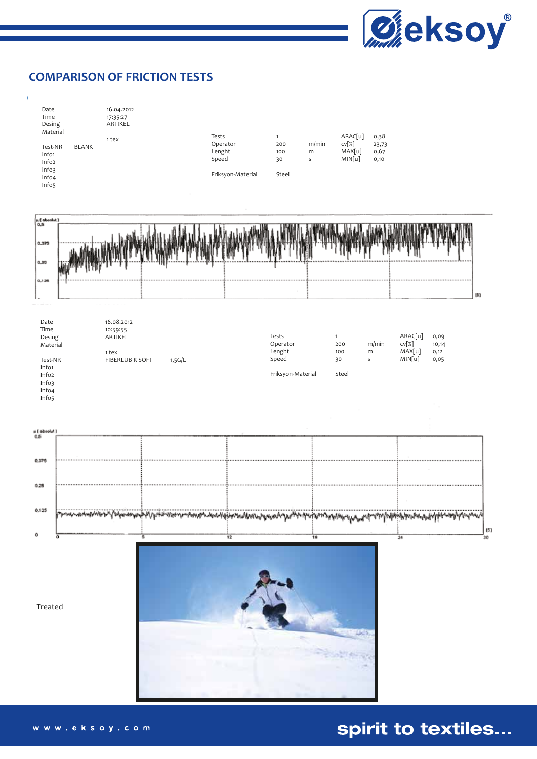## COMPARISON OF FRICTION TESTS

| | | | | | | | | |
|---|---|---|---|---|---|---|---|---|
| Date | | 16.04.2012 | | | | | | |
| Time | | 17:35:27 | | | | | | |
| Desing | | ARTIKEL | | | | | | |
| Material | | 1 tex | Tests | 1 | | ARAC[u] | 0,38 |
| Test-NR | BLANK | | Operator | 200 | m/min | cv[%] | 23,73 |
| Info1 | | | Lenght | 100 | m | MAX[u] | 0,67 |
| Info2 | | | Speed | 30 | s | MIN[u] | 0,10 |
| Info3 | | | | | | | |
| Info4 | | | Friksyon-Material | Steel | | | |
| Info5 | | | | | | | |

| | | | | | | | | |
|---|---|---|---|---|---|---|---|---|
| Date | 16.08.2012 | | | | | | |
| Time | 10:59:55 | | | | | | |
| Desing | ARTIKEL | | Tests | 1 | | ARAC[u] | 0,09 |
| Material | 1 tex | | Operator | 200 | m/min | cv[%] | 10,14 |
| Test-NR | FIBERLUB K SOFT | 1,5G/L | Lenght | 100 | m | MAX[u] | 0,12 |
| Info1 | | | Speed | 30 | s | MIN[u] | 0,05 |
| Info2 | | | | | | | |
| Info3 | | | Friksyon-Material | Steel | | | |
| Info4 | | | | | | | |
| Info5 | | | | | | | |

Treated

www.eksoy.com

spirit to textiles...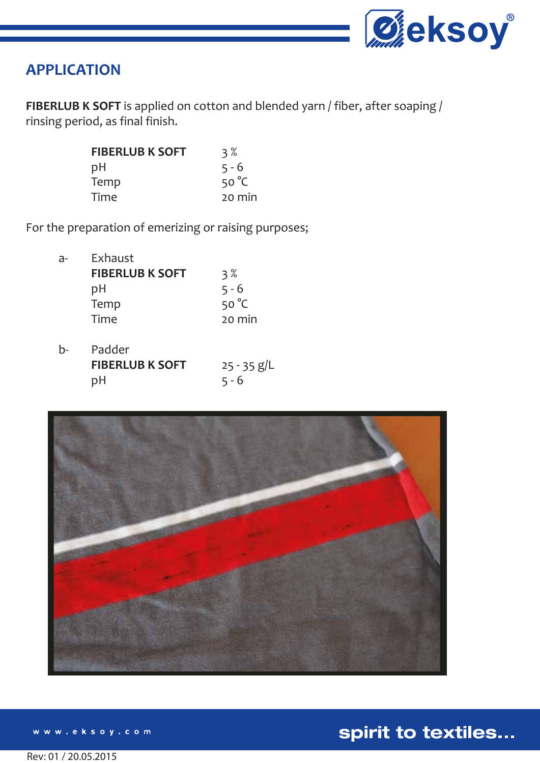## APPLICATION

**FIBERLUB K SOFT** is applied on cotton and blended yarn / fiber, after soaping / rinsing period, as final finish.

| | |
|---|---|
| **FIBERLUB K SOFT** | 3 % |
| pH | 5 - 6 |
| Temp | 50 °C |
| Time | 20 min |

For the preparation of emerizing or raising purposes;

a- Exhaust

| | |
|---|---|
| **FIBERLUB K SOFT** | 3 % |
| pH | 5 - 6 |
| Temp | 50 °C |
| Time | 20 min |

b- Padder

| | |
|---|---|
| **FIBERLUB K SOFT** | 25 - 35 g/L |
| pH | 5 - 6 |

www.eksoy.com

spirit to textiles...

Rev: 01 / 20.05.2015